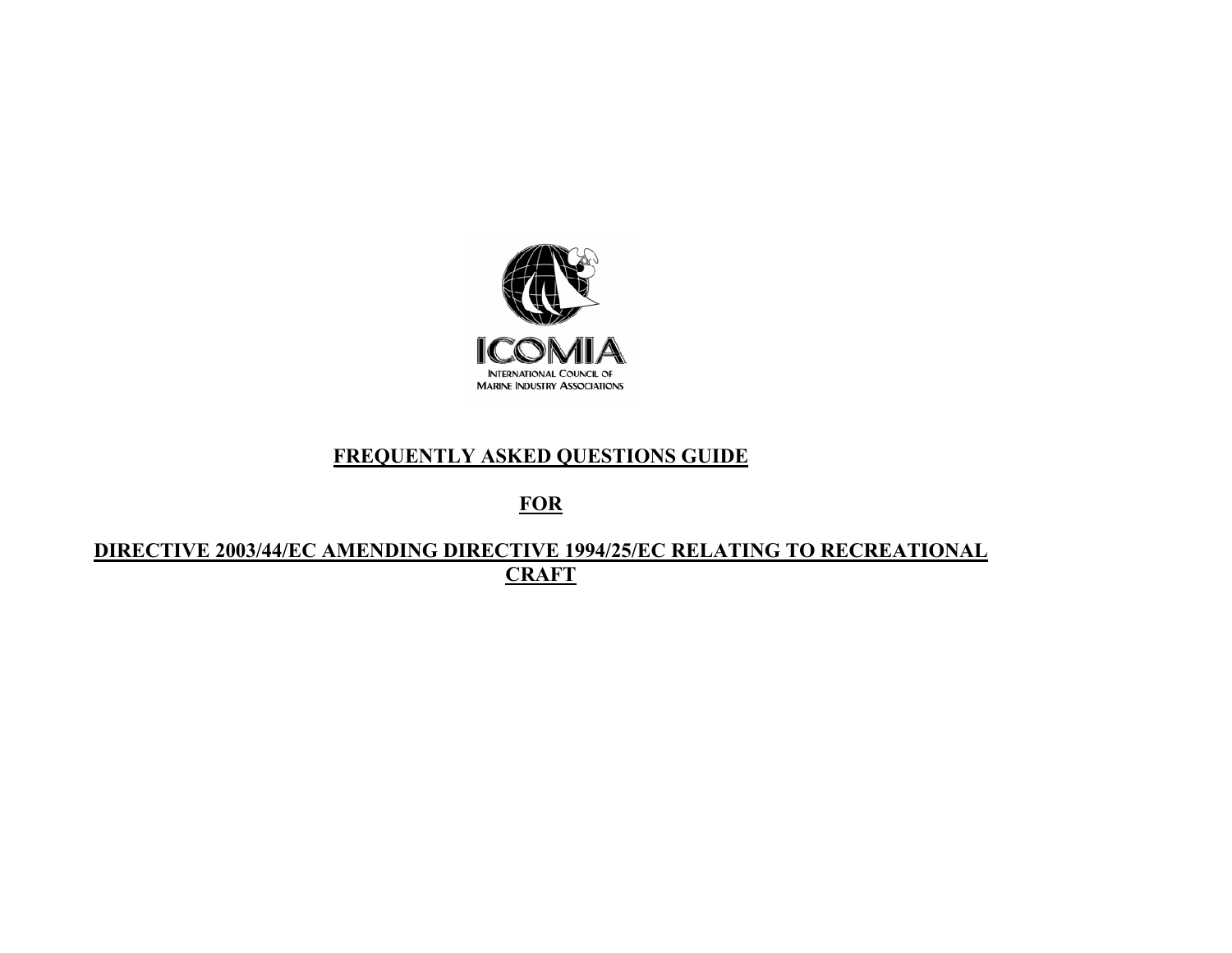ICOMIA

INTERNATIONAL COUNCIL OF MARINE INDUSTRY ASSOCIATIONS

# FREQUENTLY ASKED QUESTIONS GUIDE

# FOR

# DIRECTIVE 2003/44/EC AMENDING DIRECTIVE 1994/25/EC RELATING TO RECREATIONAL CRAFT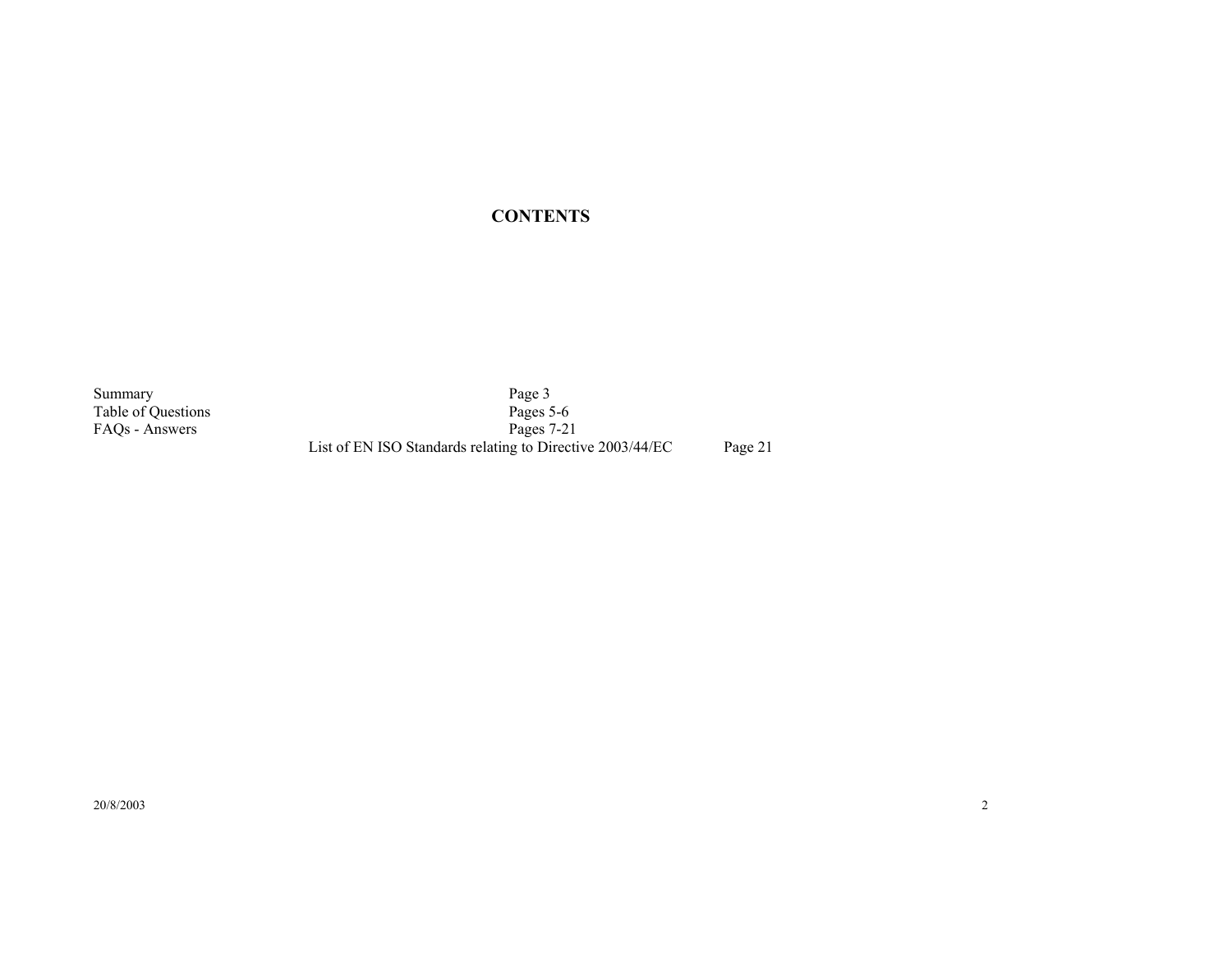# CONTENTS

| | |
|---|---|
| Summary | Page 3 |
| Table of Questions | Pages 5-6 |
| FAQs - Answers | Pages 7-21 |
| List of EN ISO Standards relating to Directive 2003/44/EC | Page 21 |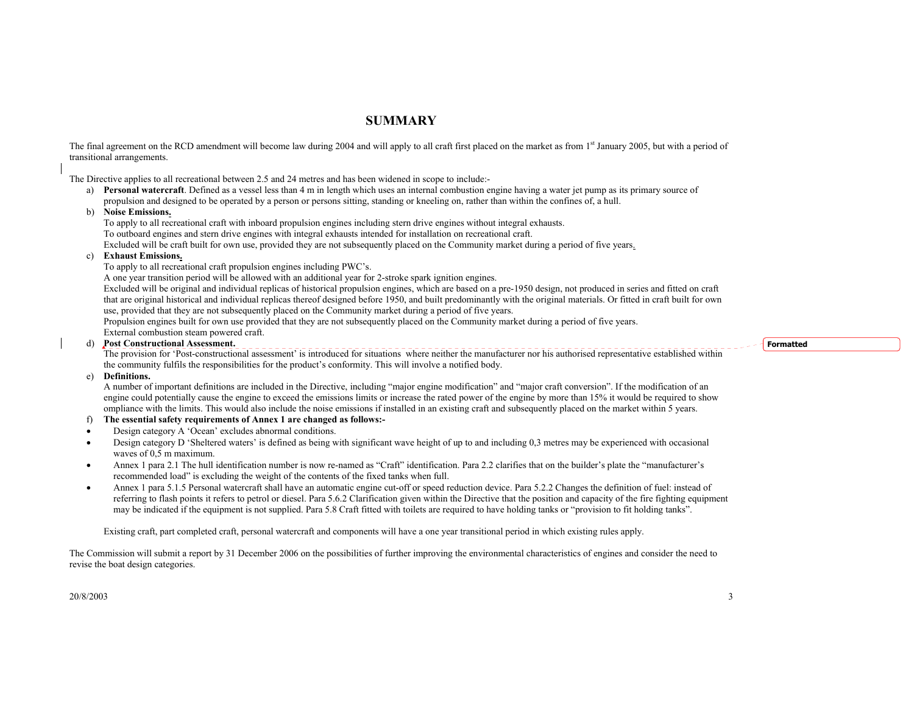# SUMMARY

The final agreement on the RCD amendment will become law during 2004 and will apply to all craft first placed on the market as from 1st January 2005, but with a period of transitional arrangements.

The Directive applies to all recreational between 2.5 and 24 metres and has been widened in scope to include:-

a) **Personal watercraft**. Defined as a vessel less than 4 m in length which uses an internal combustion engine having a water jet pump as its primary source of propulsion and designed to be operated by a person or persons sitting, standing or kneeling on, rather than within the confines of, a hull.

b) **Noise Emissions.**
To apply to all recreational craft with inboard propulsion engines including stern drive engines without integral exhausts.
To outboard engines and stern drive engines with integral exhausts intended for installation on recreational craft.
Excluded will be craft built for own use, provided they are not subsequently placed on the Community market during a period of five years.

c) **Exhaust Emissions.**
To apply to all recreational craft propulsion engines including PWC's.
A one year transition period will be allowed with an additional year for 2-stroke spark ignition engines.
Excluded will be original and individual replicas of historical propulsion engines, which are based on a pre-1950 design, not produced in series and fitted on craft that are original historical and individual replicas thereof designed before 1950, and built predominantly with the original materials. Or fitted in craft built for own use, provided that they are not subsequently placed on the Community market during a period of five years.
Propulsion engines built for own use provided that they are not subsequently placed on the Community market during a period of five years.
External combustion steam powered craft.

d) **Post Constructional Assessment.**
The provision for 'Post-constructional assessment' is introduced for situations where neither the manufacturer nor his authorised representative established within the community fulfils the responsibilities for the product's conformity. This will involve a notified body.

e) **Definitions.**
A number of important definitions are included in the Directive, including "major engine modification" and "major craft conversion". If the modification of an engine could potentially cause the engine to exceed the emissions limits or increase the rated power of the engine by more than 15% it would be required to show ompliance with the limits. This would also include the noise emissions if installed in an existing craft and subsequently placed on the market within 5 years.

f) **The essential safety requirements of Annex 1 are changed as follows:-**

- Design category A 'Ocean' excludes abnormal conditions.
- Design category D 'Sheltered waters' is defined as being with significant wave height of up to and including 0,3 metres may be experienced with occasional waves of 0,5 m maximum.
- Annex 1 para 2.1 The hull identification number is now re-named as "Craft" identification. Para 2.2 clarifies that on the builder's plate the "manufacturer's recommended load" is excluding the weight of the contents of the fixed tanks when full.
- Annex 1 para 5.1.5 Personal watercraft shall have an automatic engine cut-off or speed reduction device. Para 5.2.2 Changes the definition of fuel: instead of referring to flash points it refers to petrol or diesel. Para 5.6.2 Clarification given within the Directive that the position and capacity of the fire fighting equipment may be indicated if the equipment is not supplied. Para 5.8 Craft fitted with toilets are required to have holding tanks or "provision to fit holding tanks".

Existing craft, part completed craft, personal watercraft and components will have a one year transitional period in which existing rules apply.

The Commission will submit a report by 31 December 2006 on the possibilities of further improving the environmental characteristics of engines and consider the need to revise the boat design categories.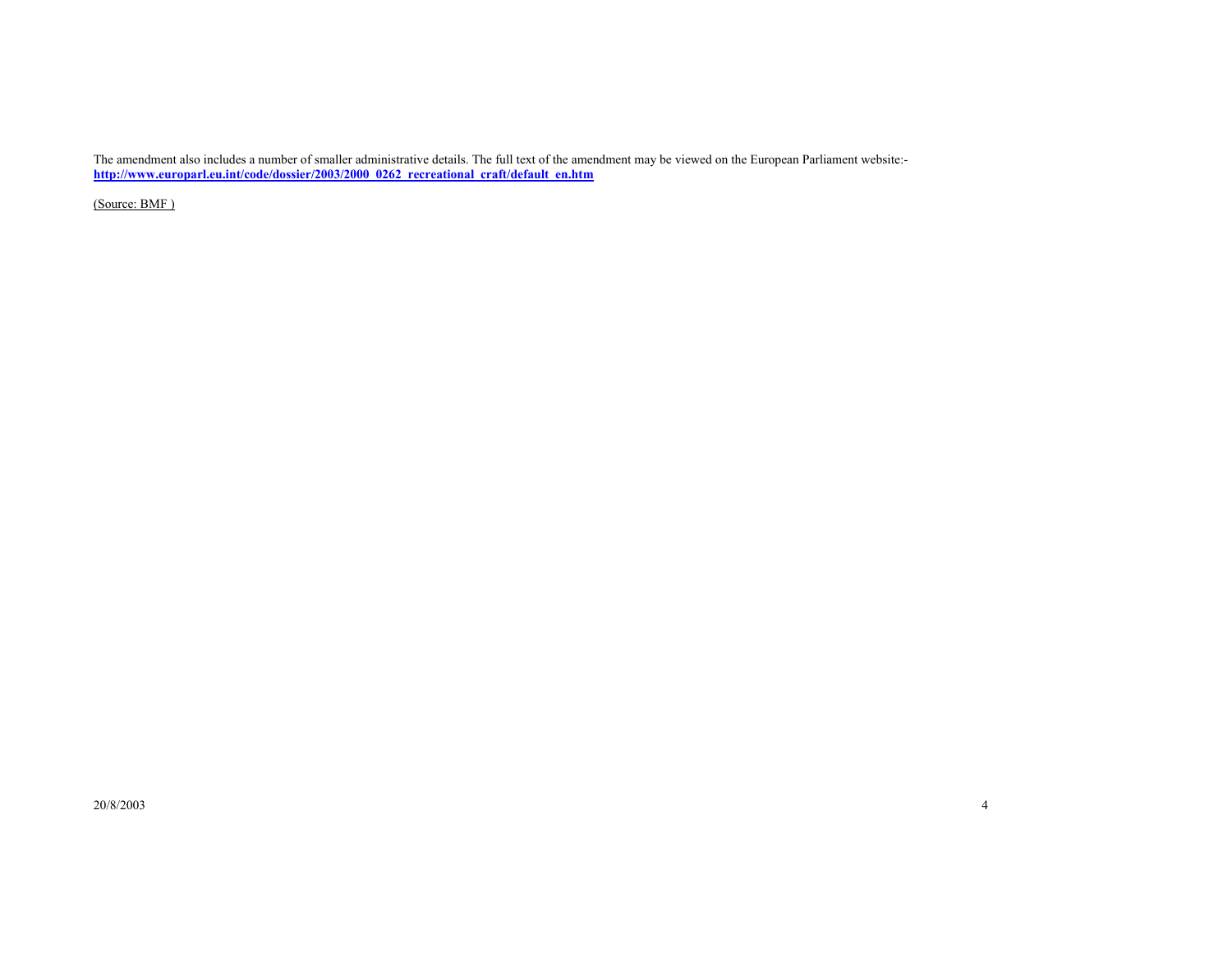The amendment also includes a number of smaller administrative details. The full text of the amendment may be viewed on the European Parliament website:-
**http://www.europarl.eu.int/code/dossier/2003/2000_0262_recreational_craft/default_en.htm**

(Source: BMF )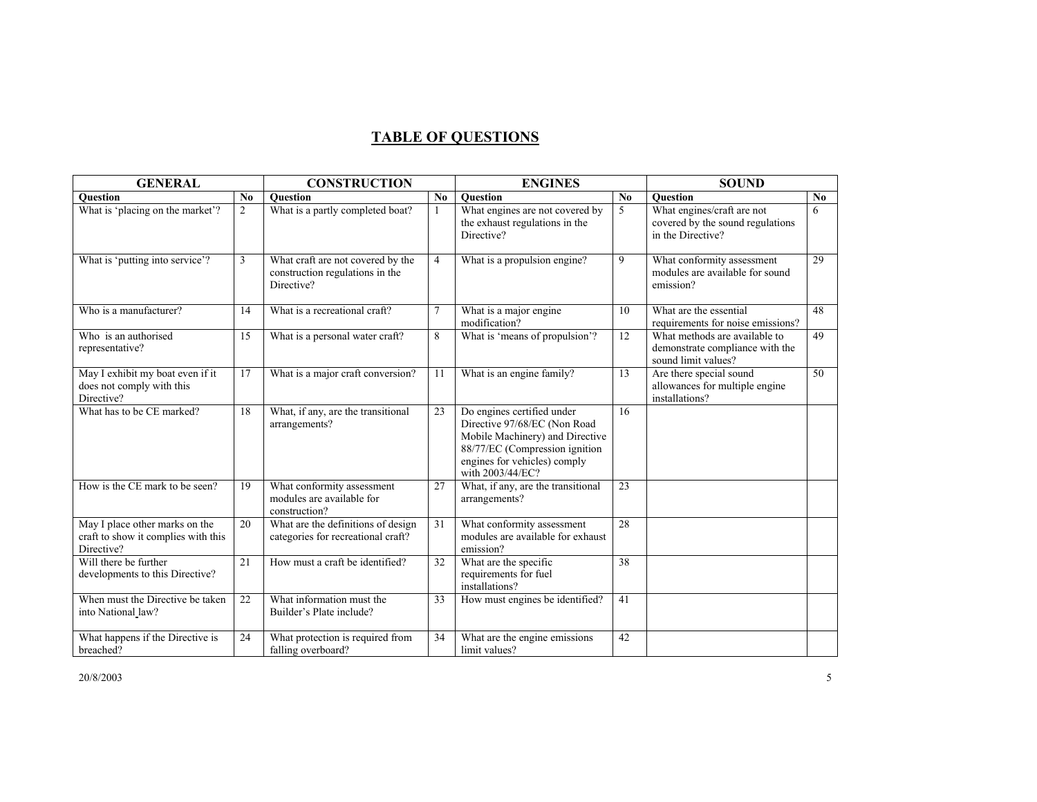# TABLE OF QUESTIONS

| GENERAL | | CONSTRUCTION | | ENGINES | | SOUND | |
|---|---|---|---|---|---|---|---|
| **Question** | **No** | **Question** | **No** | **Question** | **No** | **Question** | **No** |
| What is 'placing on the market'? | 2 | What is a partly completed boat? | 1 | What engines are not covered by the exhaust regulations in the Directive? | 5 | What engines/craft are not covered by the sound regulations in the Directive? | 6 |
| What is 'putting into service'? | 3 | What craft are not covered by the construction regulations in the Directive? | 4 | What is a propulsion engine? | 9 | What conformity assessment modules are available for sound emission? | 29 |
| Who is a manufacturer? | 14 | What is a recreational craft? | 7 | What is a major engine modification? | 10 | What are the essential requirements for noise emissions? | 48 |
| Who is an authorised representative? | 15 | What is a personal water craft? | 8 | What is 'means of propulsion'? | 12 | What methods are available to demonstrate compliance with the sound limit values? | 49 |
| May I exhibit my boat even if it does not comply with this Directive? | 17 | What is a major craft conversion? | 11 | What is an engine family? | 13 | Are there special sound allowances for multiple engine installations? | 50 |
| What has to be CE marked? | 18 | What, if any, are the transitional arrangements? | 23 | Do engines certified under Directive 97/68/EC (Non Road Mobile Machinery) and Directive 88/77/EC (Compression ignition engines for vehicles) comply with 2003/44/EC? | 16 | | |
| How is the CE mark to be seen? | 19 | What conformity assessment modules are available for construction? | 27 | What, if any, are the transitional arrangements? | 23 | | |
| May I place other marks on the craft to show it complies with this Directive? | 20 | What are the definitions of design categories for recreational craft? | 31 | What conformity assessment modules are available for exhaust emission? | 28 | | |
| Will there be further developments to this Directive? | 21 | How must a craft be identified? | 32 | What are the specific requirements for fuel installations? | 38 | | |
| When must the Directive be taken into National law? | 22 | What information must the Builder's Plate include? | 33 | How must engines be identified? | 41 | | |
| What happens if the Directive is breached? | 24 | What protection is required from falling overboard? | 34 | What are the engine emissions limit values? | 42 | | |

20/8/2003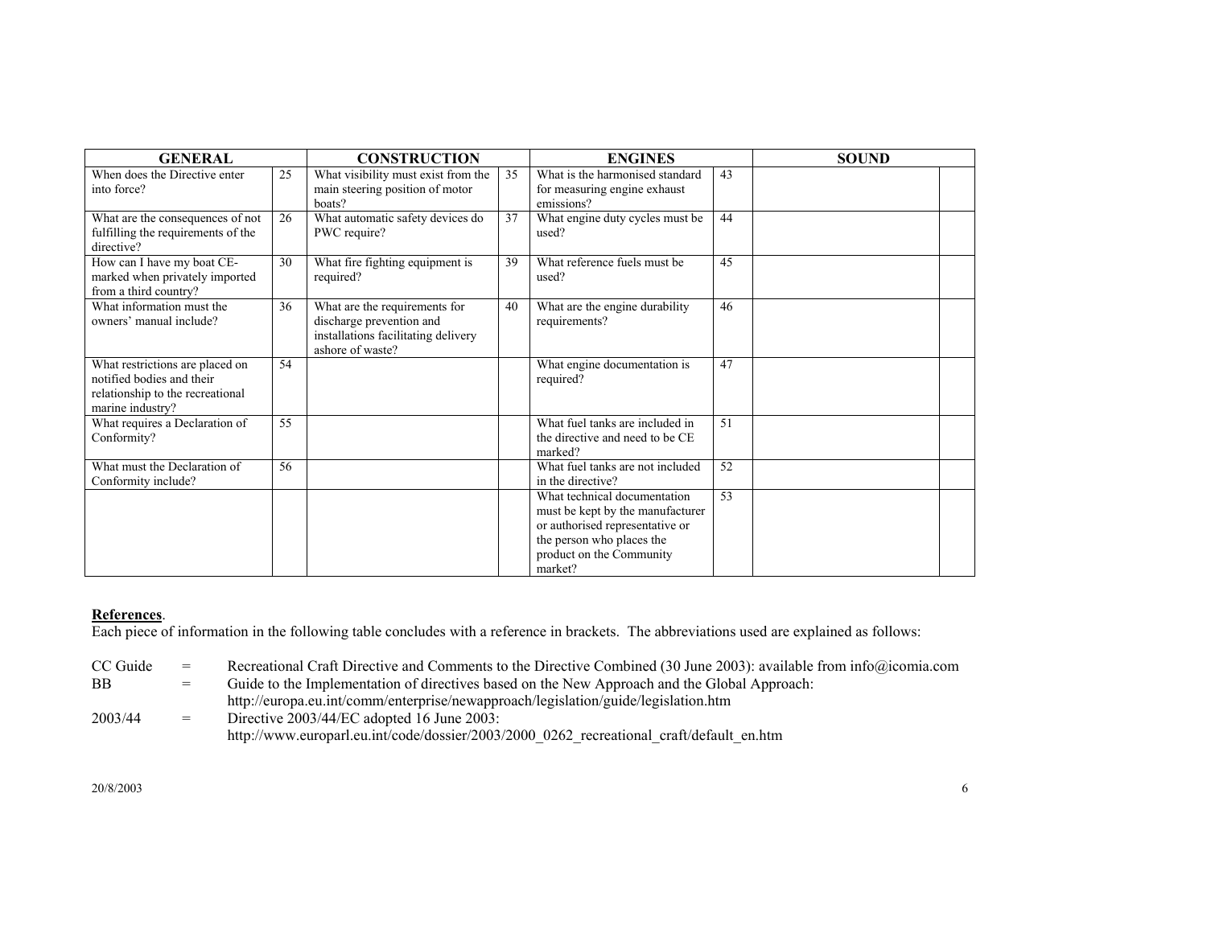| GENERAL | | CONSTRUCTION | | ENGINES | | SOUND | |
|---|---|---|---|---|---|---|---|
| When does the Directive enter into force? | 25 | What visibility must exist from the main steering position of motor boats? | 35 | What is the harmonised standard for measuring engine exhaust emissions? | 43 | | |
| What are the consequences of not fulfilling the requirements of the directive? | 26 | What automatic safety devices do PWC require? | 37 | What engine duty cycles must be used? | 44 | | |
| How can I have my boat CE-marked when privately imported from a third country? | 30 | What fire fighting equipment is required? | 39 | What reference fuels must be used? | 45 | | |
| What information must the owners' manual include? | 36 | What are the requirements for discharge prevention and installations facilitating delivery ashore of waste? | 40 | What are the engine durability requirements? | 46 | | |
| What restrictions are placed on notified bodies and their relationship to the recreational marine industry? | 54 | | | What engine documentation is required? | 47 | | |
| What requires a Declaration of Conformity? | 55 | | | What fuel tanks are included in the directive and need to be CE marked? | 51 | | |
| What must the Declaration of Conformity include? | 56 | | | What fuel tanks are not included in the directive? | 52 | | |
| | | | | What technical documentation must be kept by the manufacturer or authorised representative or the person who places the product on the Community market? | 53 | | |

**References**.

Each piece of information in the following table concludes with a reference in brackets. The abbreviations used are explained as follows:

CC Guide = Recreational Craft Directive and Comments to the Directive Combined (30 June 2003): available from info@icomia.com

BB = Guide to the Implementation of directives based on the New Approach and the Global Approach: http://europa.eu.int/comm/enterprise/newapproach/legislation/guide/legislation.htm

2003/44 = Directive 2003/44/EC adopted 16 June 2003: http://www.europarl.eu.int/code/dossier/2003/2000_0262_recreational_craft/default_en.htm

20/8/2003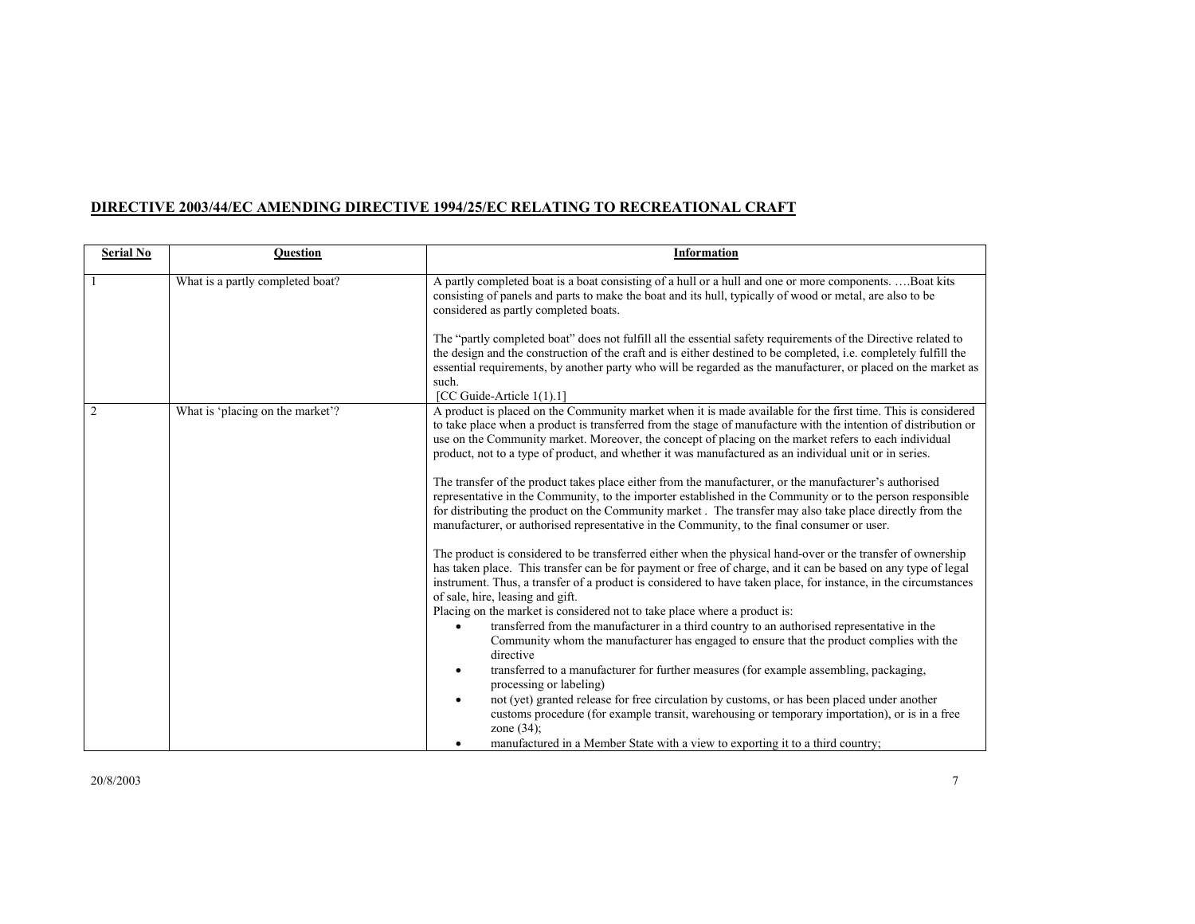**DIRECTIVE 2003/44/EC AMENDING DIRECTIVE 1994/25/EC RELATING TO RECREATIONAL CRAFT**

| Serial No | Question | Information |
|---|---|---|
| 1 | What is a partly completed boat? | A partly completed boat is a boat consisting of a hull or a hull and one or more components. ….Boat kits consisting of panels and parts to make the boat and its hull, typically of wood or metal, are also to be considered as partly completed boats.<br><br>The "partly completed boat" does not fulfill all the essential safety requirements of the Directive related to the design and the construction of the craft and is either destined to be completed, i.e. completely fulfill the essential requirements, by another party who will be regarded as the manufacturer, or placed on the market as such.<br>[CC Guide-Article 1(1).1] |
| 2 | What is 'placing on the market'? | A product is placed on the Community market when it is made available for the first time. This is considered to take place when a product is transferred from the stage of manufacture with the intention of distribution or use on the Community market. Moreover, the concept of placing on the market refers to each individual product, not to a type of product, and whether it was manufactured as an individual unit or in series.<br><br>The transfer of the product takes place either from the manufacturer, or the manufacturer's authorised representative in the Community, to the importer established in the Community or to the person responsible for distributing the product on the Community market . The transfer may also take place directly from the manufacturer, or authorised representative in the Community, to the final consumer or user.<br><br>The product is considered to be transferred either when the physical hand-over or the transfer of ownership has taken place. This transfer can be for payment or free of charge, and it can be based on any type of legal instrument. Thus, a transfer of a product is considered to have taken place, for instance, in the circumstances of sale, hire, leasing and gift.<br>Placing on the market is considered not to take place where a product is:<br>• transferred from the manufacturer in a third country to an authorised representative in the Community whom the manufacturer has engaged to ensure that the product complies with the directive<br>• transferred to a manufacturer for further measures (for example assembling, packaging, processing or labeling)<br>• not (yet) granted release for free circulation by customs, or has been placed under another customs procedure (for example transit, warehousing or temporary importation), or is in a free zone (34);<br>• manufactured in a Member State with a view to exporting it to a third country; |

20/8/2003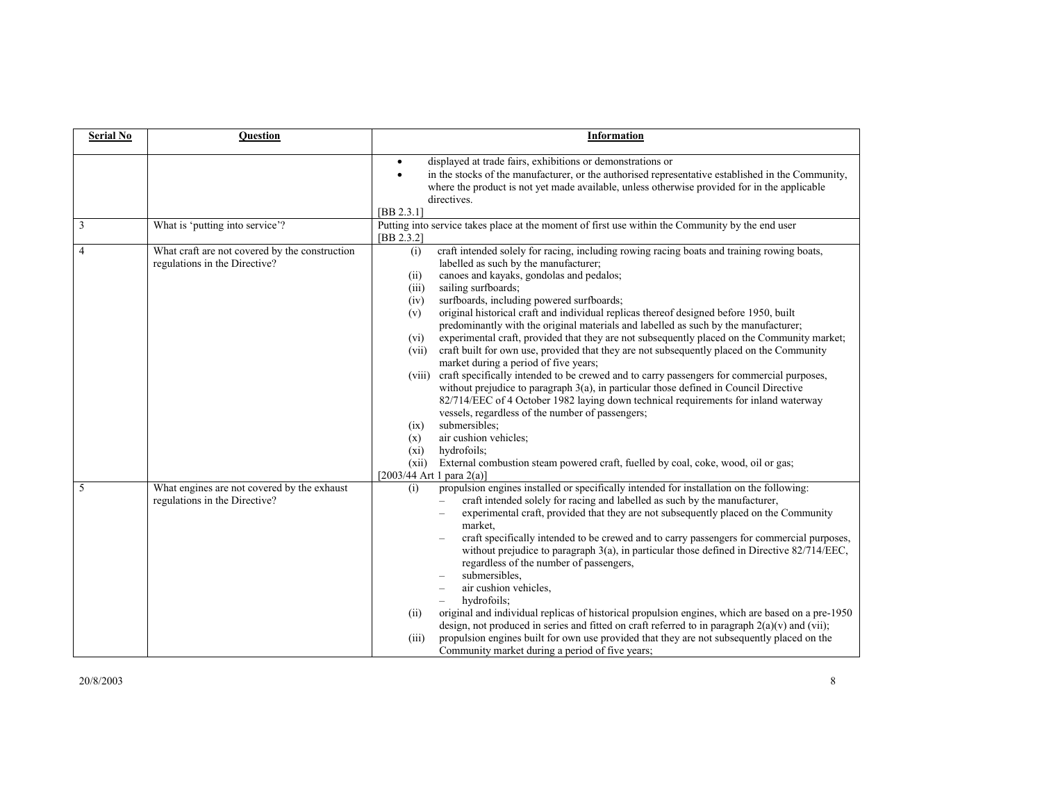| Serial No | Question | Information |
|---|---|---|
| | | • displayed at trade fairs, exhibitions or demonstrations or<br>• in the stocks of the manufacturer, or the authorised representative established in the Community, where the product is not yet made available, unless otherwise provided for in the applicable directives.<br>[BB 2.3.1] |
| 3 | What is 'putting into service'? | Putting into service takes place at the moment of first use within the Community by the end user<br>[BB 2.3.2] |
| 4 | What craft are not covered by the construction regulations in the Directive? | (i) craft intended solely for racing, including rowing racing boats and training rowing boats, labelled as such by the manufacturer;<br>(ii) canoes and kayaks, gondolas and pedalos;<br>(iii) sailing surfboards;<br>(iv) surfboards, including powered surfboards;<br>(v) original historical craft and individual replicas thereof designed before 1950, built predominantly with the original materials and labelled as such by the manufacturer;<br>(vi) experimental craft, provided that they are not subsequently placed on the Community market;<br>(vii) craft built for own use, provided that they are not subsequently placed on the Community market during a period of five years;<br>(viii) craft specifically intended to be crewed and to carry passengers for commercial purposes, without prejudice to paragraph 3(a), in particular those defined in Council Directive 82/714/EEC of 4 October 1982 laying down technical requirements for inland waterway vessels, regardless of the number of passengers;<br>(ix) submersibles;<br>(x) air cushion vehicles;<br>(xi) hydrofoils;<br>(xii) External combustion steam powered craft, fuelled by coal, coke, wood, oil or gas;<br>[2003/44 Art 1 para 2(a)] |
| 5 | What engines are not covered by the exhaust regulations in the Directive? | (i) propulsion engines installed or specifically intended for installation on the following:<br>– craft intended solely for racing and labelled as such by the manufacturer,<br>– experimental craft, provided that they are not subsequently placed on the Community market,<br>– craft specifically intended to be crewed and to carry passengers for commercial purposes, without prejudice to paragraph 3(a), in particular those defined in Directive 82/714/EEC, regardless of the number of passengers,<br>– submersibles,<br>– air cushion vehicles,<br>– hydrofoils;<br>(ii) original and individual replicas of historical propulsion engines, which are based on a pre-1950 design, not produced in series and fitted on craft referred to in paragraph 2(a)(v) and (vii);<br>(iii) propulsion engines built for own use provided that they are not subsequently placed on the Community market during a period of five years; |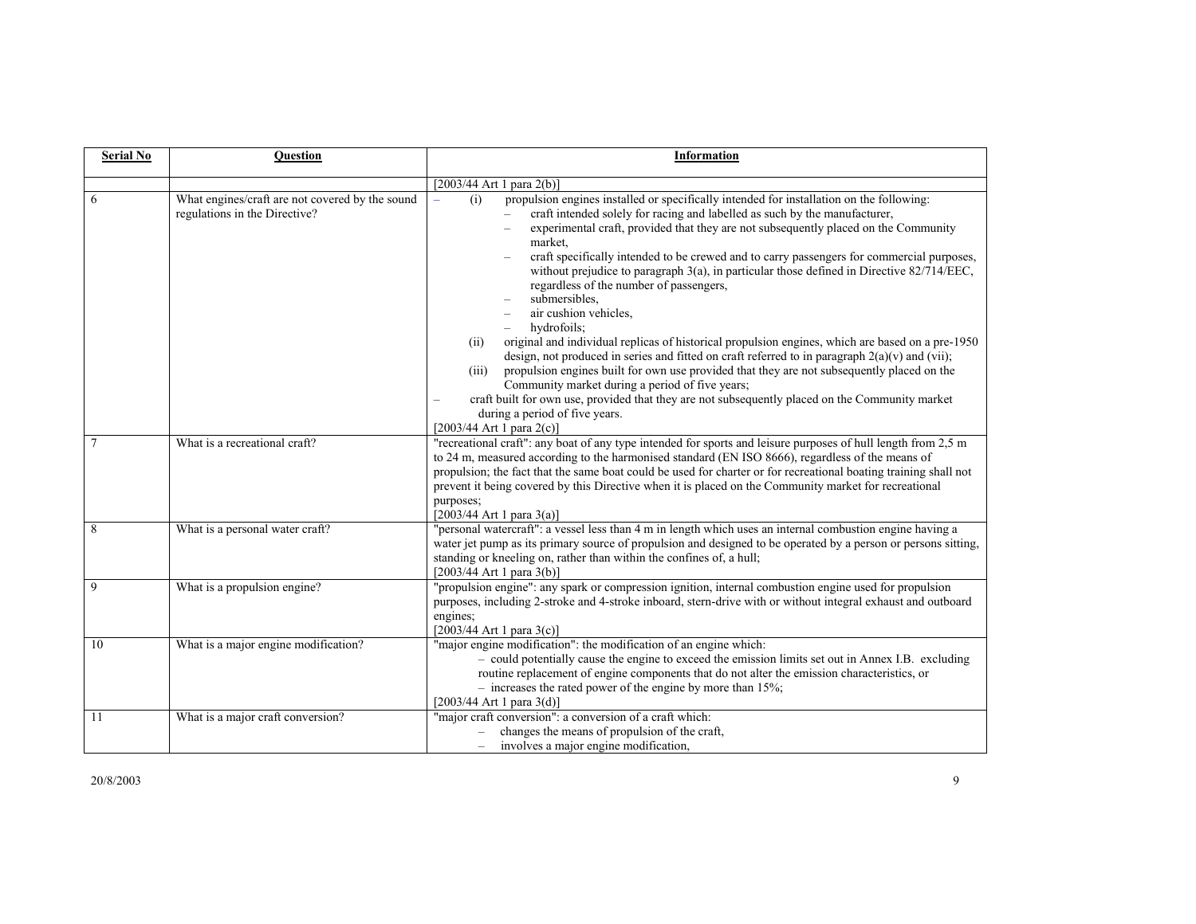| Serial No | Question | Information |
|---|---|---|
| | | [2003/44 Art 1 para 2(b)] |
| 6 | What engines/craft are not covered by the sound regulations in the Directive? | – (i) propulsion engines installed or specifically intended for installation on the following:<br>– craft intended solely for racing and labelled as such by the manufacturer,<br>– experimental craft, provided that they are not subsequently placed on the Community market,<br>– craft specifically intended to be crewed and to carry passengers for commercial purposes, without prejudice to paragraph 3(a), in particular those defined in Directive 82/714/EEC, regardless of the number of passengers,<br>– submersibles,<br>– air cushion vehicles,<br>– hydrofoils;<br>(ii) original and individual replicas of historical propulsion engines, which are based on a pre-1950 design, not produced in series and fitted on craft referred to in paragraph 2(a)(v) and (vii);<br>(iii) propulsion engines built for own use provided that they are not subsequently placed on the Community market during a period of five years;<br>– craft built for own use, provided that they are not subsequently placed on the Community market during a period of five years.<br>[2003/44 Art 1 para 2(c)] |
| 7 | What is a recreational craft? | "recreational craft": any boat of any type intended for sports and leisure purposes of hull length from 2,5 m to 24 m, measured according to the harmonised standard (EN ISO 8666), regardless of the means of propulsion; the fact that the same boat could be used for charter or for recreational boating training shall not prevent it being covered by this Directive when it is placed on the Community market for recreational purposes;<br>[2003/44 Art 1 para 3(a)] |
| 8 | What is a personal water craft? | "personal watercraft": a vessel less than 4 m in length which uses an internal combustion engine having a water jet pump as its primary source of propulsion and designed to be operated by a person or persons sitting, standing or kneeling on, rather than within the confines of, a hull;<br>[2003/44 Art 1 para 3(b)] |
| 9 | What is a propulsion engine? | "propulsion engine": any spark or compression ignition, internal combustion engine used for propulsion purposes, including 2-stroke and 4-stroke inboard, stern-drive with or without integral exhaust and outboard engines;<br>[2003/44 Art 1 para 3(c)] |
| 10 | What is a major engine modification? | "major engine modification": the modification of an engine which:<br>– could potentially cause the engine to exceed the emission limits set out in Annex I.B. excluding routine replacement of engine components that do not alter the emission characteristics, or<br>– increases the rated power of the engine by more than 15%;<br>[2003/44 Art 1 para 3(d)] |
| 11 | What is a major craft conversion? | "major craft conversion": a conversion of a craft which:<br>– changes the means of propulsion of the craft,<br>– involves a major engine modification, |

20/8/2003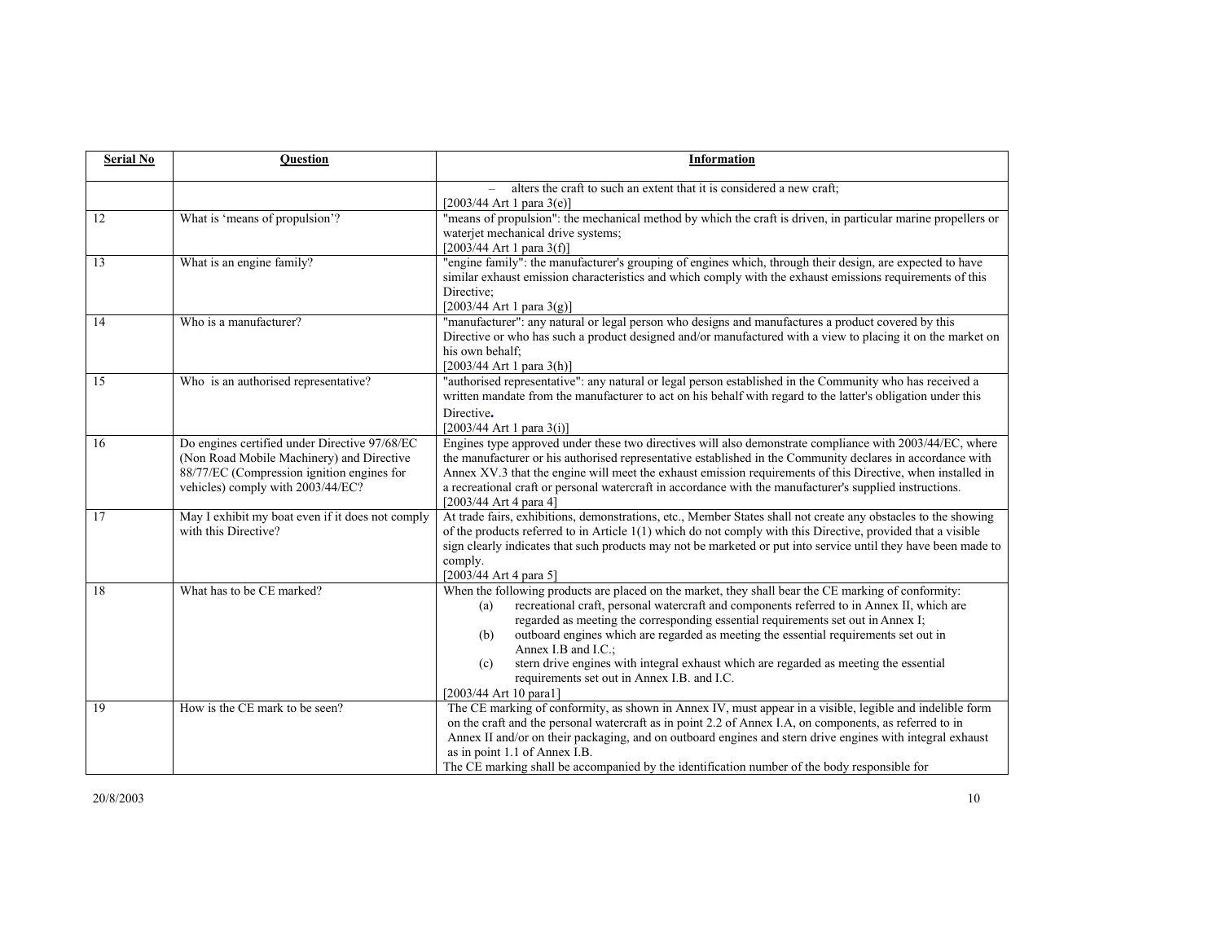| Serial No | Question | Information |
|---|---|---|
| | | – alters the craft to such an extent that it is considered a new craft;<br>[2003/44 Art 1 para 3(e)] |
| 12 | What is 'means of propulsion'? | "means of propulsion": the mechanical method by which the craft is driven, in particular marine propellers or waterjet mechanical drive systems;<br>[2003/44 Art 1 para 3(f)] |
| 13 | What is an engine family? | "engine family": the manufacturer's grouping of engines which, through their design, are expected to have similar exhaust emission characteristics and which comply with the exhaust emissions requirements of this Directive;<br>[2003/44 Art 1 para 3(g)] |
| 14 | Who is a manufacturer? | "manufacturer": any natural or legal person who designs and manufactures a product covered by this Directive or who has such a product designed and/or manufactured with a view to placing it on the market on his own behalf;<br>[2003/44 Art 1 para 3(h)] |
| 15 | Who is an authorised representative? | "authorised representative": any natural or legal person established in the Community who has received a written mandate from the manufacturer to act on his behalf with regard to the latter's obligation under this Directive.<br>[2003/44 Art 1 para 3(i)] |
| 16 | Do engines certified under Directive 97/68/EC (Non Road Mobile Machinery) and Directive 88/77/EC (Compression ignition engines for vehicles) comply with 2003/44/EC? | Engines type approved under these two directives will also demonstrate compliance with 2003/44/EC, where the manufacturer or his authorised representative established in the Community declares in accordance with Annex XV.3 that the engine will meet the exhaust emission requirements of this Directive, when installed in a recreational craft or personal watercraft in accordance with the manufacturer's supplied instructions.<br>[2003/44 Art 4 para 4] |
| 17 | May I exhibit my boat even if it does not comply with this Directive? | At trade fairs, exhibitions, demonstrations, etc., Member States shall not create any obstacles to the showing of the products referred to in Article 1(1) which do not comply with this Directive, provided that a visible sign clearly indicates that such products may not be marketed or put into service until they have been made to comply.<br>[2003/44 Art 4 para 5] |
| 18 | What has to be CE marked? | When the following products are placed on the market, they shall bear the CE marking of conformity:<br>(a) recreational craft, personal watercraft and components referred to in Annex II, which are regarded as meeting the corresponding essential requirements set out in Annex I;<br>(b) outboard engines which are regarded as meeting the essential requirements set out in Annex I.B and I.C.;<br>(c) stern drive engines with integral exhaust which are regarded as meeting the essential requirements set out in Annex I.B. and I.C.<br>[2003/44 Art 10 para1] |
| 19 | How is the CE mark to be seen? | The CE marking of conformity, as shown in Annex IV, must appear in a visible, legible and indelible form on the craft and the personal watercraft as in point 2.2 of Annex I.A, on components, as referred to in Annex II and/or on their packaging, and on outboard engines and stern drive engines with integral exhaust as in point 1.1 of Annex I.B.<br>The CE marking shall be accompanied by the identification number of the body responsible for |

20/8/2003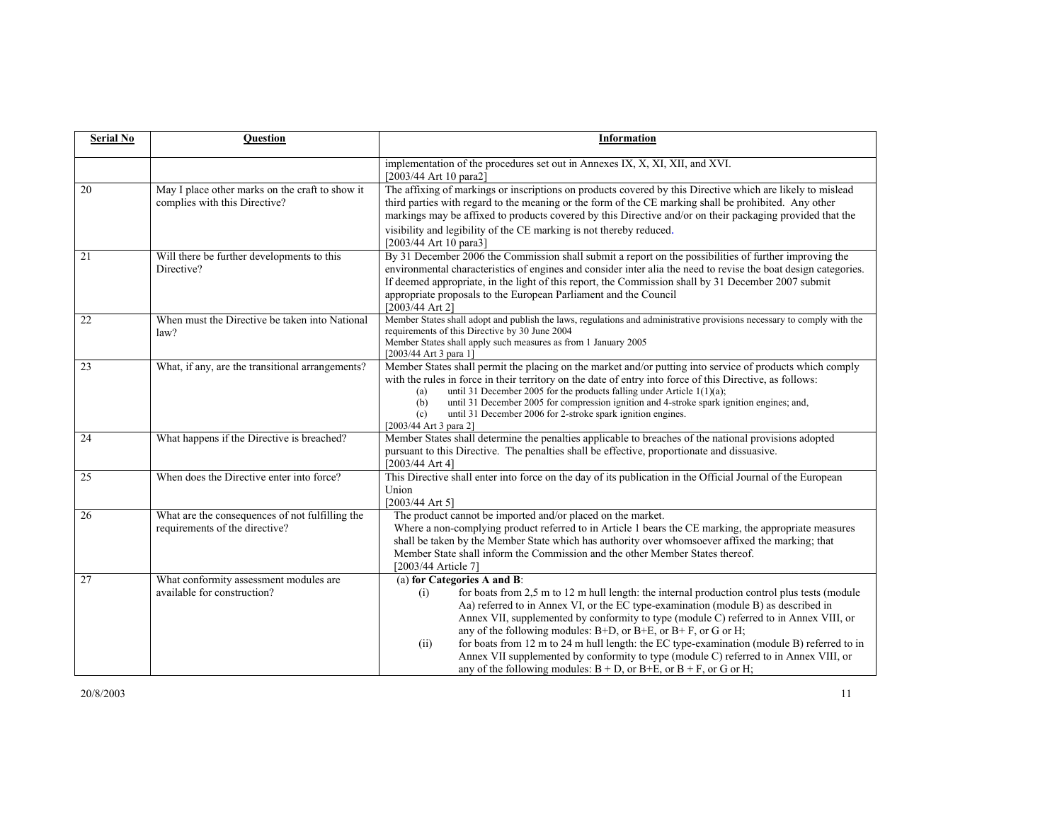| Serial No | Question | Information |
|---|---|---|
| | | implementation of the procedures set out in Annexes IX, X, XI, XII, and XVI.<br>[2003/44 Art 10 para2] |
| 20 | May I place other marks on the craft to show it complies with this Directive? | The affixing of markings or inscriptions on products covered by this Directive which are likely to mislead third parties with regard to the meaning or the form of the CE marking shall be prohibited. Any other markings may be affixed to products covered by this Directive and/or on their packaging provided that the visibility and legibility of the CE marking is not thereby reduced.<br>[2003/44 Art 10 para3] |
| 21 | Will there be further developments to this Directive? | By 31 December 2006 the Commission shall submit a report on the possibilities of further improving the environmental characteristics of engines and consider inter alia the need to revise the boat design categories. If deemed appropriate, in the light of this report, the Commission shall by 31 December 2007 submit appropriate proposals to the European Parliament and the Council<br>[2003/44 Art 2] |
| 22 | When must the Directive be taken into National law? | Member States shall adopt and publish the laws, regulations and administrative provisions necessary to comply with the requirements of this Directive by 30 June 2004<br>Member States shall apply such measures as from 1 January 2005<br>[2003/44 Art 3 para 1] |
| 23 | What, if any, are the transitional arrangements? | Member States shall permit the placing on the market and/or putting into service of products which comply with the rules in force in their territory on the date of entry into force of this Directive, as follows:<br>(a) until 31 December 2005 for the products falling under Article 1(1)(a);<br>(b) until 31 December 2005 for compression ignition and 4-stroke spark ignition engines; and,<br>(c) until 31 December 2006 for 2-stroke spark ignition engines.<br>[2003/44 Art 3 para 2] |
| 24 | What happens if the Directive is breached? | Member States shall determine the penalties applicable to breaches of the national provisions adopted pursuant to this Directive. The penalties shall be effective, proportionate and dissuasive.<br>[2003/44 Art 4] |
| 25 | When does the Directive enter into force? | This Directive shall enter into force on the day of its publication in the Official Journal of the European Union<br>[2003/44 Art 5] |
| 26 | What are the consequences of not fulfilling the requirements of the directive? | The product cannot be imported and/or placed on the market.<br>Where a non-complying product referred to in Article 1 bears the CE marking, the appropriate measures shall be taken by the Member State which has authority over whomsoever affixed the marking; that Member State shall inform the Commission and the other Member States thereof.<br>[2003/44 Article 7] |
| 27 | What conformity assessment modules are available for construction? | (a) **for Categories A and B**:<br>(i) for boats from 2,5 m to 12 m hull length: the internal production control plus tests (module Aa) referred to in Annex VI, or the EC type-examination (module B) as described in Annex VII, supplemented by conformity to type (module C) referred to in Annex VIII, or any of the following modules: B+D, or B+E, or B+ F, or G or H;<br>(ii) for boats from 12 m to 24 m hull length: the EC type-examination (module B) referred to in Annex VII supplemented by conformity to type (module C) referred to in Annex VIII, or any of the following modules: B + D, or B+E, or B + F, or G or H; |

20/8/2003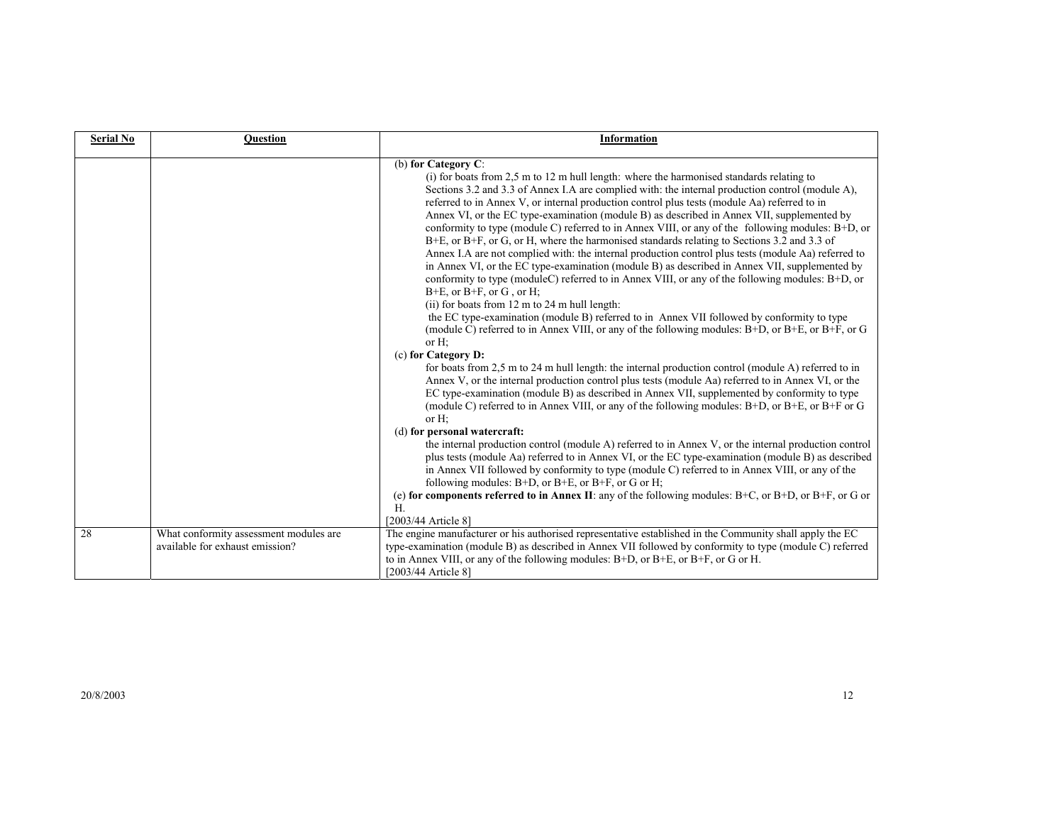| Serial No | Question | Information |
|---|---|---|
| | | (b) **for Category C**:<br>(i) for boats from 2,5 m to 12 m hull length: where the harmonised standards relating to Sections 3.2 and 3.3 of Annex I.A are complied with: the internal production control (module A), referred to in Annex V, or internal production control plus tests (module Aa) referred to in Annex VI, or the EC type-examination (module B) as described in Annex VII, supplemented by conformity to type (module C) referred to in Annex VIII, or any of the following modules: B+D, or B+E, or B+F, or G, or H, where the harmonised standards relating to Sections 3.2 and 3.3 of Annex I.A are not complied with: the internal production control plus tests (module Aa) referred to in Annex VI, or the EC type-examination (module B) as described in Annex VII, supplemented by conformity to type (moduleC) referred to in Annex VIII, or any of the following modules: B+D, or B+E, or B+F, or G , or H;<br>(ii) for boats from 12 m to 24 m hull length:<br>the EC type-examination (module B) referred to in Annex VII followed by conformity to type (module C) referred to in Annex VIII, or any of the following modules: B+D, or B+E, or B+F, or G or H;<br>(c) **for Category D:**<br>for boats from 2,5 m to 24 m hull length: the internal production control (module A) referred to in Annex V, or the internal production control plus tests (module Aa) referred to in Annex VI, or the EC type-examination (module B) as described in Annex VII, supplemented by conformity to type (module C) referred to in Annex VIII, or any of the following modules: B+D, or B+E, or B+F or G or H;<br>(d) **for personal watercraft:**<br>the internal production control (module A) referred to in Annex V, or the internal production control plus tests (module Aa) referred to in Annex VI, or the EC type-examination (module B) as described in Annex VII followed by conformity to type (module C) referred to in Annex VIII, or any of the following modules: B+D, or B+E, or B+F, or G or H;<br>(e) **for components referred to in Annex II**: any of the following modules: B+C, or B+D, or B+F, or G or H.<br>[2003/44 Article 8] |
| 28 | What conformity assessment modules are available for exhaust emission? | The engine manufacturer or his authorised representative established in the Community shall apply the EC type-examination (module B) as described in Annex VII followed by conformity to type (module C) referred to in Annex VIII, or any of the following modules: B+D, or B+E, or B+F, or G or H.<br>[2003/44 Article 8] |

20/8/2003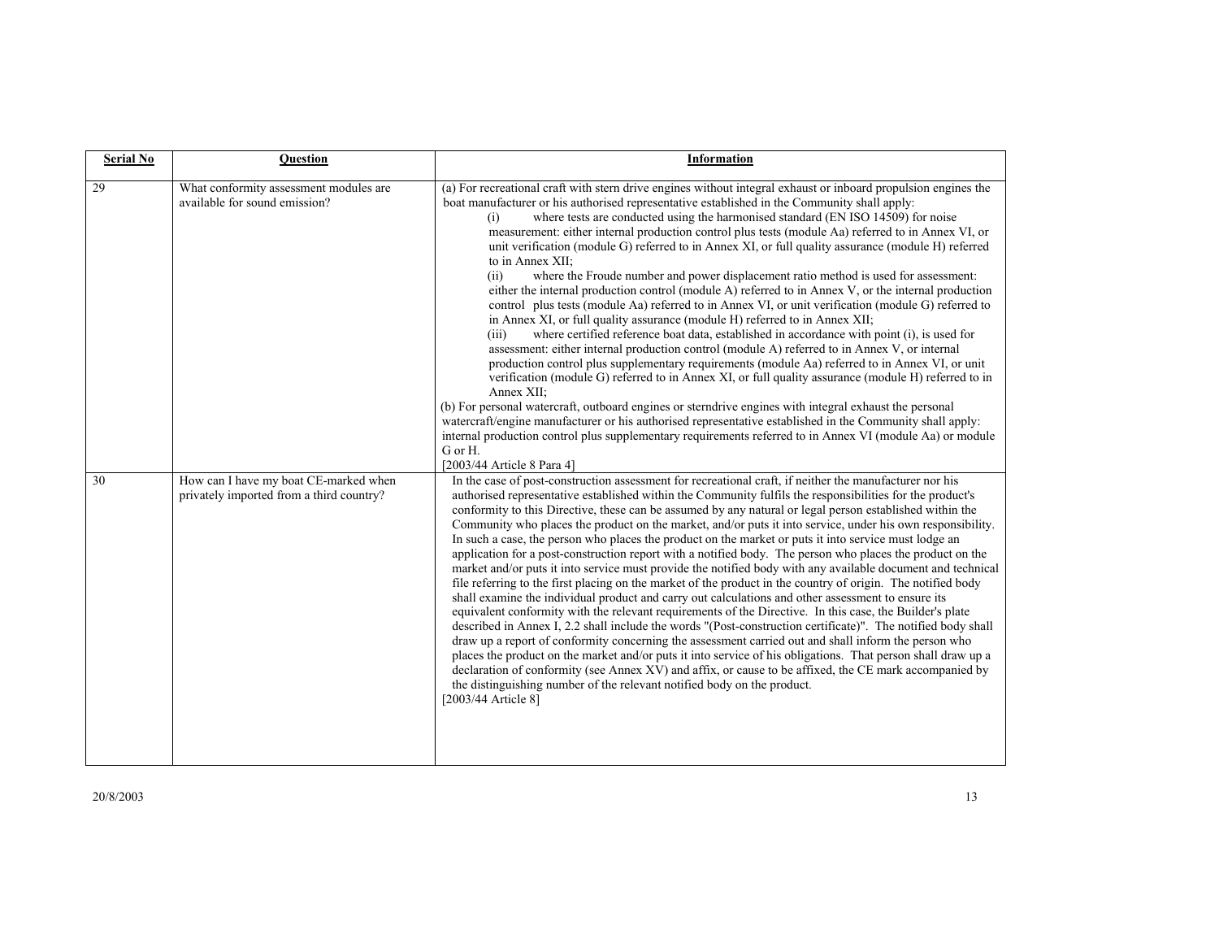| Serial No | Question | Information |
|---|---|---|
| 29 | What conformity assessment modules are available for sound emission? | (a) For recreational craft with stern drive engines without integral exhaust or inboard propulsion engines the boat manufacturer or his authorised representative established in the Community shall apply:<br>(i) where tests are conducted using the harmonised standard (EN ISO 14509) for noise measurement: either internal production control plus tests (module Aa) referred to in Annex VI, or unit verification (module G) referred to in Annex XI, or full quality assurance (module H) referred to in Annex XII;<br>(ii) where the Froude number and power displacement ratio method is used for assessment: either the internal production control (module A) referred to in Annex V, or the internal production control plus tests (module Aa) referred to in Annex VI, or unit verification (module G) referred to in Annex XI, or full quality assurance (module H) referred to in Annex XII;<br>(iii) where certified reference boat data, established in accordance with point (i), is used for assessment: either internal production control (module A) referred to in Annex V, or internal production control plus supplementary requirements (module Aa) referred to in Annex VI, or unit verification (module G) referred to in Annex XI, or full quality assurance (module H) referred to in Annex XII;<br>(b) For personal watercraft, outboard engines or sterndrive engines with integral exhaust the personal watercraft/engine manufacturer or his authorised representative established in the Community shall apply: internal production control plus supplementary requirements referred to in Annex VI (module Aa) or module G or H.<br>[2003/44 Article 8 Para 4] |
| 30 | How can I have my boat CE-marked when privately imported from a third country? | In the case of post-construction assessment for recreational craft, if neither the manufacturer nor his authorised representative established within the Community fulfils the responsibilities for the product's conformity to this Directive, these can be assumed by any natural or legal person established within the Community who places the product on the market, and/or puts it into service, under his own responsibility. In such a case, the person who places the product on the market or puts it into service must lodge an application for a post-construction report with a notified body. The person who places the product on the market and/or puts it into service must provide the notified body with any available document and technical file referring to the first placing on the market of the product in the country of origin. The notified body shall examine the individual product and carry out calculations and other assessment to ensure its equivalent conformity with the relevant requirements of the Directive. In this case, the Builder's plate described in Annex I, 2.2 shall include the words "(Post-construction certificate)". The notified body shall draw up a report of conformity concerning the assessment carried out and shall inform the person who places the product on the market and/or puts it into service of his obligations. That person shall draw up a declaration of conformity (see Annex XV) and affix, or cause to be affixed, the CE mark accompanied by the distinguishing number of the relevant notified body on the product.<br>[2003/44 Article 8] |

20/8/2003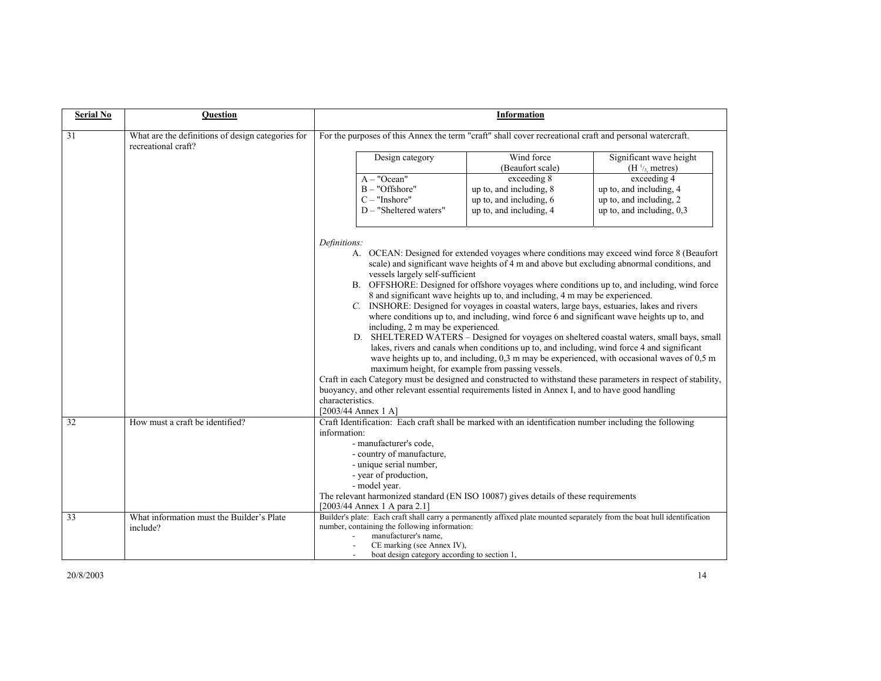| Serial No | Question | Information |
|---|---|---|
| 31 | What are the definitions of design categories for recreational craft? | For the purposes of this Annex the term "craft" shall cover recreational craft and personal watercraft.<br><br>**Design category / Wind force (Beaufort scale) / Significant wave height ($H_{1/3}$, metres):**<br>A – "Ocean": exceeding 8 / exceeding 4<br>B – "Offshore": up to, and including, 8 / up to, and including, 4<br>C – "Inshore": up to, and including, 6 / up to, and including, 2<br>D – "Sheltered waters": up to, and including, 4 / up to, and including, 0,3<br><br>*Definitions:*<br>A. OCEAN: Designed for extended voyages where conditions may exceed wind force 8 (Beaufort scale) and significant wave heights of 4 m and above but excluding abnormal conditions, and vessels largely self-sufficient<br>B. OFFSHORE: Designed for offshore voyages where conditions up to, and including, wind force 8 and significant wave heights up to, and including, 4 m may be experienced.<br>C. INSHORE: Designed for voyages in coastal waters, large bays, estuaries, lakes and rivers where conditions up to, and including, wind force 6 and significant wave heights up to, and including, 2 m may be experienced.<br>D. SHELTERED WATERS – Designed for voyages on sheltered coastal waters, small bays, small lakes, rivers and canals when conditions up to, and including, wind force 4 and significant wave heights up to, and including, 0,3 m may be experienced, with occasional waves of 0,5 m maximum height, for example from passing vessels.<br>Craft in each Category must be designed and constructed to withstand these parameters in respect of stability, buoyancy, and other relevant essential requirements listed in Annex I, and to have good handling characteristics.<br>[2003/44 Annex 1 A] |
| 32 | How must a craft be identified? | Craft Identification: Each craft shall be marked with an identification number including the following information:<br>- manufacturer's code,<br>- country of manufacture,<br>- unique serial number,<br>- year of production,<br>- model year.<br>The relevant harmonized standard (EN ISO 10087) gives details of these requirements<br>[2003/44 Annex 1 A para 2.1] |
| 33 | What information must the Builder's Plate include? | Builder's plate: Each craft shall carry a permanently affixed plate mounted separately from the boat hull identification number, containing the following information:<br>- manufacturer's name,<br>- CE marking (see Annex IV),<br>- boat design category according to section 1, |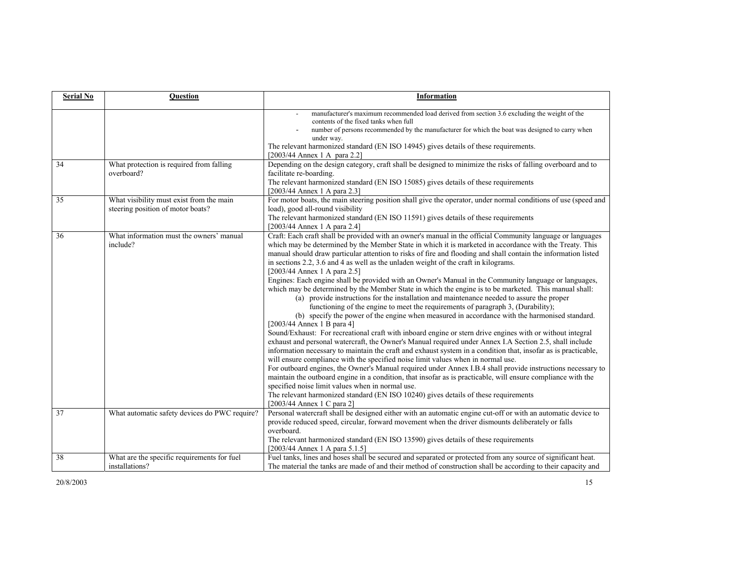| Serial No | Question | Information |
|---|---|---|
| | | - manufacturer's maximum recommended load derived from section 3.6 excluding the weight of the contents of the fixed tanks when full<br>- number of persons recommended by the manufacturer for which the boat was designed to carry when under way.<br>The relevant harmonized standard (EN ISO 14945) gives details of these requirements.<br>[2003/44 Annex 1 A para 2.2] |
| 34 | What protection is required from falling overboard? | Depending on the design category, craft shall be designed to minimize the risks of falling overboard and to facilitate re-boarding.<br>The relevant harmonized standard (EN ISO 15085) gives details of these requirements<br>[2003/44 Annex 1 A para 2.3] |
| 35 | What visibility must exist from the main steering position of motor boats? | For motor boats, the main steering position shall give the operator, under normal conditions of use (speed and load), good all-round visibility<br>The relevant harmonized standard (EN ISO 11591) gives details of these requirements<br>[2003/44 Annex 1 A para 2.4] |
| 36 | What information must the owners' manual include? | Craft: Each craft shall be provided with an owner's manual in the official Community language or languages which may be determined by the Member State in which it is marketed in accordance with the Treaty. This manual should draw particular attention to risks of fire and flooding and shall contain the information listed in sections 2.2, 3.6 and 4 as well as the unladen weight of the craft in kilograms.<br>[2003/44 Annex 1 A para 2.5]<br>Engines: Each engine shall be provided with an Owner's Manual in the Community language or languages, which may be determined by the Member State in which the engine is to be marketed. This manual shall:<br>(a) provide instructions for the installation and maintenance needed to assure the proper functioning of the engine to meet the requirements of paragraph 3, (Durability);<br>(b) specify the power of the engine when measured in accordance with the harmonised standard.<br>[2003/44 Annex 1 B para 4]<br>Sound/Exhaust: For recreational craft with inboard engine or stern drive engines with or without integral exhaust and personal watercraft, the Owner's Manual required under Annex I.A Section 2.5, shall include information necessary to maintain the craft and exhaust system in a condition that, insofar as is practicable, will ensure compliance with the specified noise limit values when in normal use.<br>For outboard engines, the Owner's Manual required under Annex I.B.4 shall provide instructions necessary to maintain the outboard engine in a condition, that insofar as is practicable, will ensure compliance with the specified noise limit values when in normal use.<br>The relevant harmonized standard (EN ISO 10240) gives details of these requirements<br>[2003/44 Annex 1 C para 2] |
| 37 | What automatic safety devices do PWC require? | Personal watercraft shall be designed either with an automatic engine cut-off or with an automatic device to provide reduced speed, circular, forward movement when the driver dismounts deliberately or falls overboard.<br>The relevant harmonized standard (EN ISO 13590) gives details of these requirements<br>[2003/44 Annex 1 A para 5.1.5] |
| 38 | What are the specific requirements for fuel installations? | Fuel tanks, lines and hoses shall be secured and separated or protected from any source of significant heat. The material the tanks are made of and their method of construction shall be according to their capacity and |

20/8/2003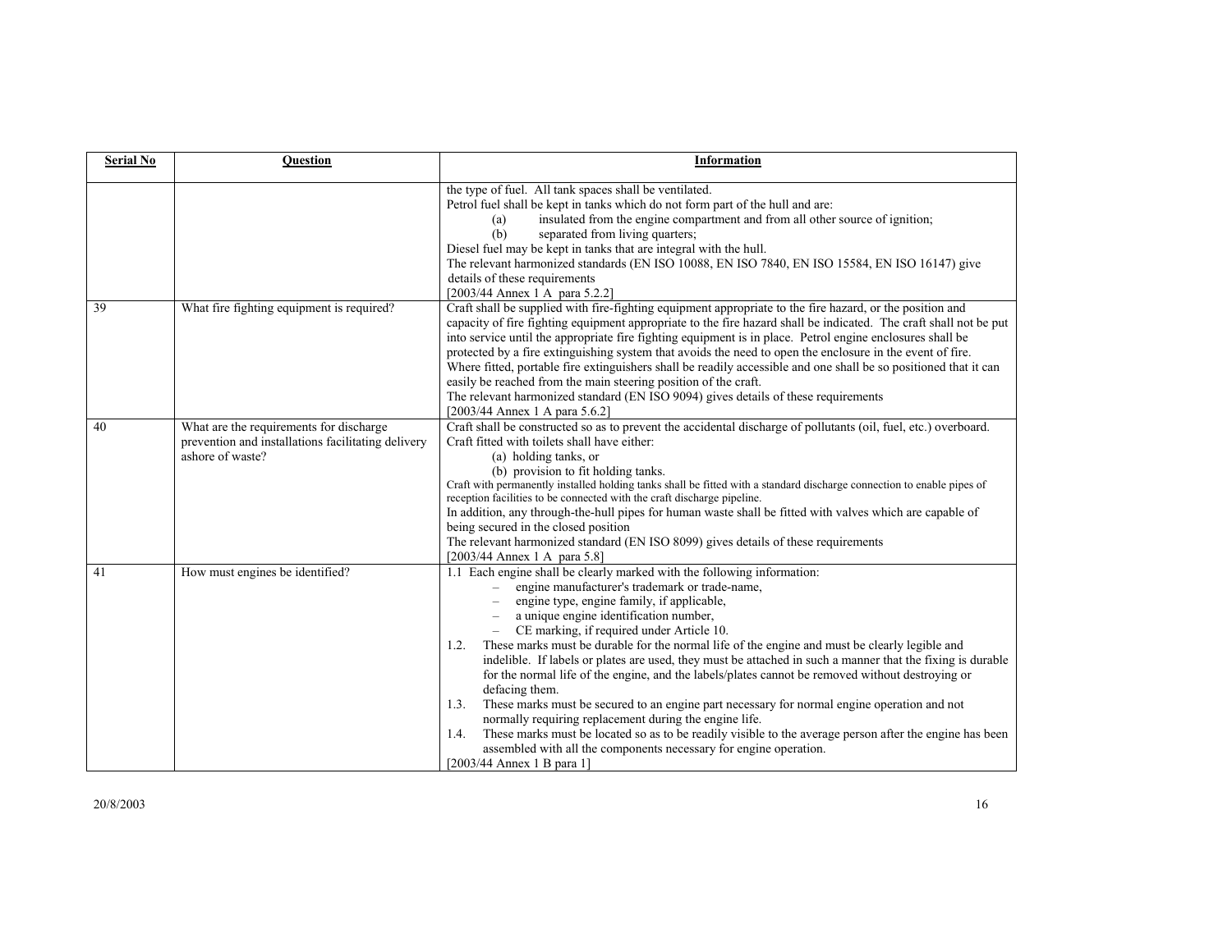| Serial No | Question | Information |
|---|---|---|
| | | the type of fuel. All tank spaces shall be ventilated.<br>Petrol fuel shall be kept in tanks which do not form part of the hull and are:<br>(a) insulated from the engine compartment and from all other source of ignition;<br>(b) separated from living quarters;<br>Diesel fuel may be kept in tanks that are integral with the hull.<br>The relevant harmonized standards (EN ISO 10088, EN ISO 7840, EN ISO 15584, EN ISO 16147) give details of these requirements<br>[2003/44 Annex 1 A para 5.2.2] |
| 39 | What fire fighting equipment is required? | Craft shall be supplied with fire-fighting equipment appropriate to the fire hazard, or the position and capacity of fire fighting equipment appropriate to the fire hazard shall be indicated. The craft shall not be put into service until the appropriate fire fighting equipment is in place. Petrol engine enclosures shall be protected by a fire extinguishing system that avoids the need to open the enclosure in the event of fire. Where fitted, portable fire extinguishers shall be readily accessible and one shall be so positioned that it can easily be reached from the main steering position of the craft.<br>The relevant harmonized standard (EN ISO 9094) gives details of these requirements<br>[2003/44 Annex 1 A para 5.6.2] |
| 40 | What are the requirements for discharge prevention and installations facilitating delivery ashore of waste? | Craft shall be constructed so as to prevent the accidental discharge of pollutants (oil, fuel, etc.) overboard.<br>Craft fitted with toilets shall have either:<br>(a) holding tanks, or<br>(b) provision to fit holding tanks.<br>Craft with permanently installed holding tanks shall be fitted with a standard discharge connection to enable pipes of reception facilities to be connected with the craft discharge pipeline.<br>In addition, any through-the-hull pipes for human waste shall be fitted with valves which are capable of being secured in the closed position<br>The relevant harmonized standard (EN ISO 8099) gives details of these requirements<br>[2003/44 Annex 1 A para 5.8] |
| 41 | How must engines be identified? | 1.1 Each engine shall be clearly marked with the following information:<br>– engine manufacturer's trademark or trade-name,<br>– engine type, engine family, if applicable,<br>– a unique engine identification number,<br>– CE marking, if required under Article 10.<br>1.2. These marks must be durable for the normal life of the engine and must be clearly legible and indelible. If labels or plates are used, they must be attached in such a manner that the fixing is durable for the normal life of the engine, and the labels/plates cannot be removed without destroying or defacing them.<br>1.3. These marks must be secured to an engine part necessary for normal engine operation and not normally requiring replacement during the engine life.<br>1.4. These marks must be located so as to be readily visible to the average person after the engine has been assembled with all the components necessary for engine operation.<br>[2003/44 Annex 1 B para 1] |

20/8/2003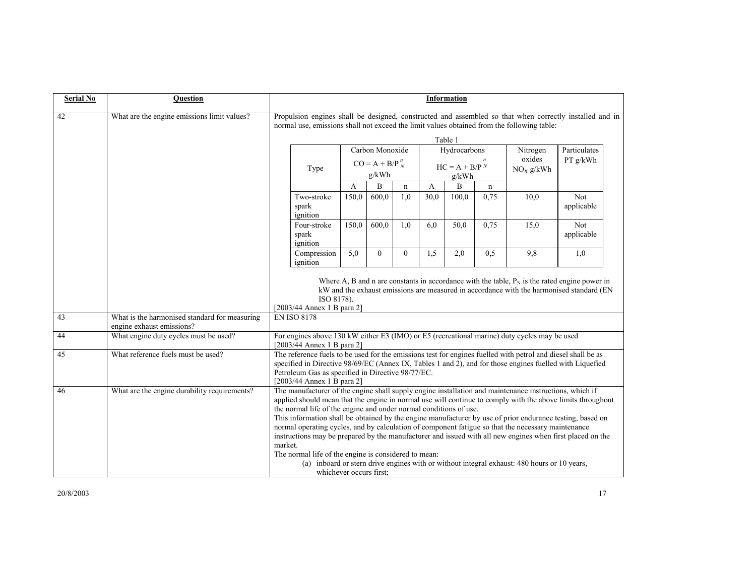| Serial No | Question | Information |
|---|---|---|
| 42 | What are the engine emissions limit values? | Propulsion engines shall be designed, constructed and assembled so that when correctly installed and in normal use, emissions shall not exceed the limit values obtained from the following table: (see Table 1 below) Where A, B and n are constants in accordance with the table, $P_N$ is the rated engine power in kW and the exhaust emissions are measured in accordance with the harmonised standard (EN ISO 8178). [2003/44 Annex 1 B para 2] |
| 43 | What is the harmonised standard for measuring engine exhaust emissions? | EN ISO 8178 |
| 44 | What engine duty cycles must be used? | For engines above 130 kW either E3 (IMO) or E5 (recreational marine) duty cycles may be used [2003/44 Annex 1 B para 2] |
| 45 | What reference fuels must be used? | The reference fuels to be used for the emissions test for engines fuelled with petrol and diesel shall be as specified in Directive 98/69/EC (Annex IX, Tables 1 and 2), and for those engines fuelled with Liquefied Petroleum Gas as specified in Directive 98/77/EC. [2003/44 Annex 1 B para 2] |
| 46 | What are the engine durability requirements? | The manufacturer of the engine shall supply engine installation and maintenance instructions, which if applied should mean that the engine in normal use will continue to comply with the above limits throughout the normal life of the engine and under normal conditions of use. This information shall be obtained by the engine manufacturer by use of prior endurance testing, based on normal operating cycles, and by calculation of component fatigue so that the necessary maintenance instructions may be prepared by the manufacturer and issued with all new engines when first placed on the market. The normal life of the engine is considered to mean: (a) inboard or stern drive engines with or without integral exhaust: 480 hours or 10 years, whichever occurs first; |

Table 1

| Type | Carbon Monoxide $CO = A + B/P_N^n$ g/kWh | | | Hydrocarbons $HC = A + B/P_N^n$ g/kWh | | | Nitrogen oxides $NO_X$ g/kWh | Particulates PT g/kWh |
|---|---|---|---|---|---|---|---|---|
| | A | B | n | A | B | n | | |
| Two-stroke spark ignition | 150,0 | 600,0 | 1,0 | 30,0 | 100,0 | 0,75 | 10,0 | Not applicable |
| Four-stroke spark ignition | 150,0 | 600,0 | 1,0 | 6,0 | 50,0 | 0,75 | 15,0 | Not applicable |
| Compression ignition | 5,0 | 0 | 0 | 1,5 | 2,0 | 0,5 | 9,8 | 1,0 |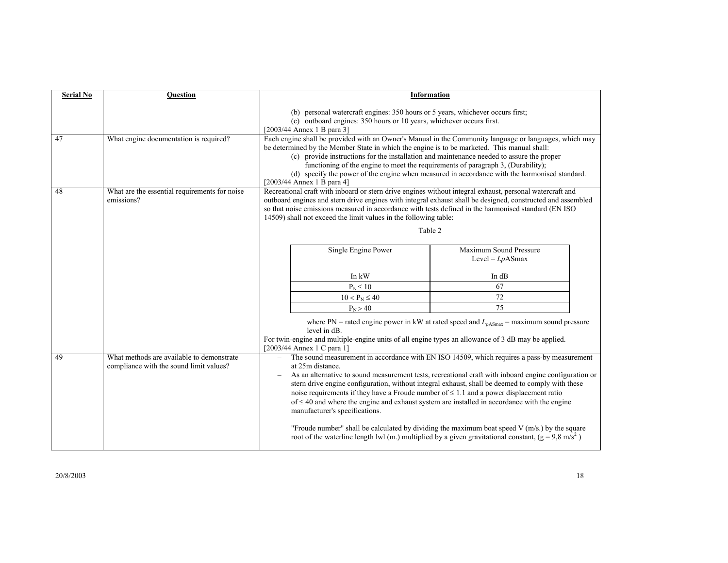| Serial No | Question | Information |
|---|---|---|
| | | (b) personal watercraft engines: 350 hours or 5 years, whichever occurs first;<br>(c) outboard engines: 350 hours or 10 years, whichever occurs first.<br>[2003/44 Annex 1 B para 3] |
| 47 | What engine documentation is required? | Each engine shall be provided with an Owner's Manual in the Community language or languages, which may be determined by the Member State in which the engine is to be marketed. This manual shall:<br>(c) provide instructions for the installation and maintenance needed to assure the proper functioning of the engine to meet the requirements of paragraph 3, (Durability);<br>(d) specify the power of the engine when measured in accordance with the harmonised standard.<br>[2003/44 Annex 1 B para 4] |
| 48 | What are the essential requirements for noise emissions? | Recreational craft with inboard or stern drive engines without integral exhaust, personal watercraft and outboard engines and stern drive engines with integral exhaust shall be designed, constructed and assembled so that noise emissions measured in accordance with tests defined in the harmonised standard (EN ISO 14509) shall not exceed the limit values in the following table:<br><br>Table 2<br><br>Single Engine Power In kW — Maximum Sound Pressure Level = *Lp*ASmax In dB:<br>$P_N \leq 10$ — 67<br>$10 < P_N \leq 40$ — 72<br>$P_N > 40$ — 75<br><br>where PN = rated engine power in kW at rated speed and $L_{pASmax}$ = maximum sound pressure level in dB.<br>For twin-engine and multiple-engine units of all engine types an allowance of 3 dB may be applied.<br>[2003/44 Annex 1 C para 1] |
| 49 | What methods are available to demonstrate compliance with the sound limit values? | – The sound measurement in accordance with EN ISO 14509, which requires a pass-by measurement at 25m distance.<br>– As an alternative to sound measurement tests, recreational craft with inboard engine configuration or stern drive engine configuration, without integral exhaust, shall be deemed to comply with these noise requirements if they have a Froude number of ≤ 1.1 and a power displacement ratio of ≤ 40 and where the engine and exhaust system are installed in accordance with the engine manufacturer's specifications.<br><br>"Froude number" shall be calculated by dividing the maximum boat speed V (m/s.) by the square root of the waterline length lwl (m.) multiplied by a given gravitational constant, ($g = 9{,}8\ m/s^2$) |

20/8/2003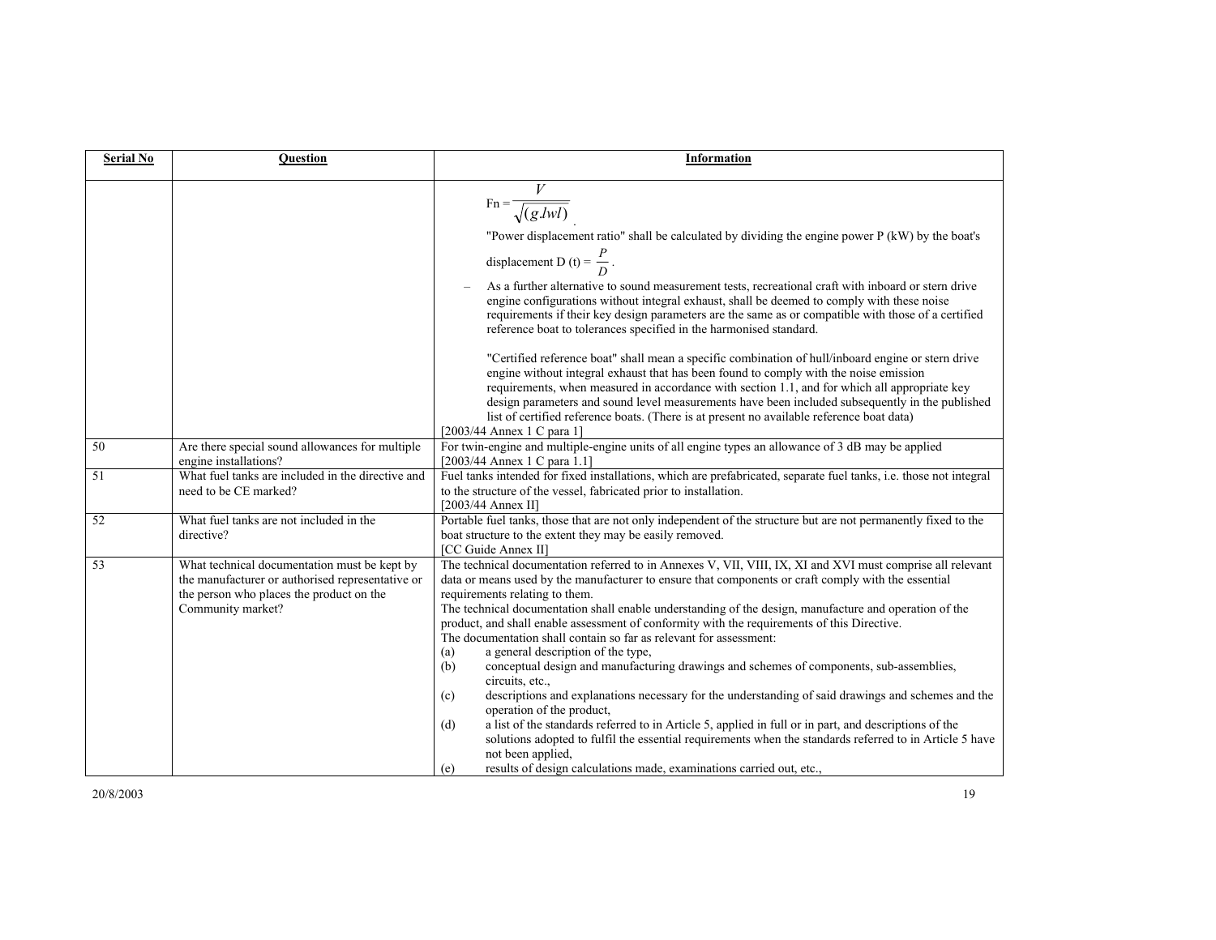| Serial No | Question | Information |
|---|---|---|
| | | $\text{Fn} = \frac{V}{\sqrt{(g.lwl)}}$. <br>"Power displacement ratio" shall be calculated by dividing the engine power P (kW) by the boat's displacement D (t) = $\frac{P}{D}$. <br>– As a further alternative to sound measurement tests, recreational craft with inboard or stern drive engine configurations without integral exhaust, shall be deemed to comply with these noise requirements if their key design parameters are the same as or compatible with those of a certified reference boat to tolerances specified in the harmonised standard. <br><br>"Certified reference boat" shall mean a specific combination of hull/inboard engine or stern drive engine without integral exhaust that has been found to comply with the noise emission requirements, when measured in accordance with section 1.1, and for which all appropriate key design parameters and sound level measurements have been included subsequently in the published list of certified reference boats. (There is at present no available reference boat data) <br>[2003/44 Annex 1 C para 1] |
| 50 | Are there special sound allowances for multiple engine installations? | For twin-engine and multiple-engine units of all engine types an allowance of 3 dB may be applied <br>[2003/44 Annex 1 C para 1.1] |
| 51 | What fuel tanks are included in the directive and need to be CE marked? | Fuel tanks intended for fixed installations, which are prefabricated, separate fuel tanks, i.e. those not integral to the structure of the vessel, fabricated prior to installation. <br>[2003/44 Annex II] |
| 52 | What fuel tanks are not included in the directive? | Portable fuel tanks, those that are not only independent of the structure but are not permanently fixed to the boat structure to the extent they may be easily removed. <br>[CC Guide Annex II] |
| 53 | What technical documentation must be kept by the manufacturer or authorised representative or the person who places the product on the Community market? | The technical documentation referred to in Annexes V, VII, VIII, IX, XI and XVI must comprise all relevant data or means used by the manufacturer to ensure that components or craft comply with the essential requirements relating to them. <br>The technical documentation shall enable understanding of the design, manufacture and operation of the product, and shall enable assessment of conformity with the requirements of this Directive. <br>The documentation shall contain so far as relevant for assessment: <br>(a) a general description of the type, <br>(b) conceptual design and manufacturing drawings and schemes of components, sub-assemblies, circuits, etc., <br>(c) descriptions and explanations necessary for the understanding of said drawings and schemes and the operation of the product, <br>(d) a list of the standards referred to in Article 5, applied in full or in part, and descriptions of the solutions adopted to fulfil the essential requirements when the standards referred to in Article 5 have not been applied, <br>(e) results of design calculations made, examinations carried out, etc., |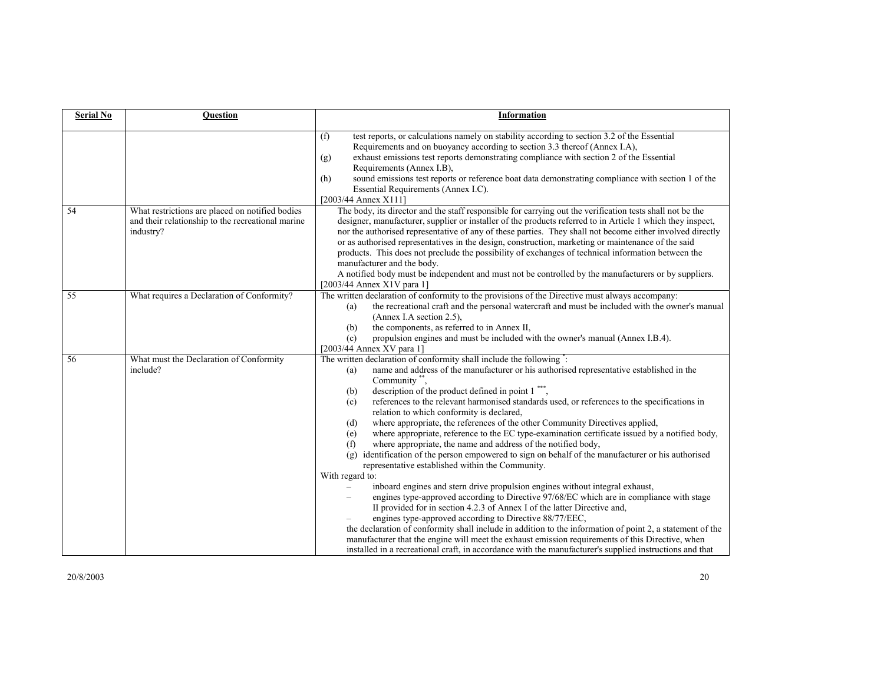| Serial No | Question | Information |
|---|---|---|
| | | (f) test reports, or calculations namely on stability according to section 3.2 of the Essential Requirements and on buoyancy according to section 3.3 thereof (Annex I.A),<br>(g) exhaust emissions test reports demonstrating compliance with section 2 of the Essential Requirements (Annex I.B),<br>(h) sound emissions test reports or reference boat data demonstrating compliance with section 1 of the Essential Requirements (Annex I.C).<br>[2003/44 Annex X111] |
| 54 | What restrictions are placed on notified bodies and their relationship to the recreational marine industry? | The body, its director and the staff responsible for carrying out the verification tests shall not be the designer, manufacturer, supplier or installer of the products referred to in Article 1 which they inspect, nor the authorised representative of any of these parties. They shall not become either involved directly or as authorised representatives in the design, construction, marketing or maintenance of the said products. This does not preclude the possibility of exchanges of technical information between the manufacturer and the body.<br>A notified body must be independent and must not be controlled by the manufacturers or by suppliers.<br>[2003/44 Annex X1V para 1] |
| 55 | What requires a Declaration of Conformity? | The written declaration of conformity to the provisions of the Directive must always accompany:<br>(a) the recreational craft and the personal watercraft and must be included with the owner's manual (Annex I.A section 2.5),<br>(b) the components, as referred to in Annex II,<br>(c) propulsion engines and must be included with the owner's manual (Annex I.B.4).<br>[2003/44 Annex XV para 1] |
| 56 | What must the Declaration of Conformity include? | The written declaration of conformity shall include the following *:<br>(a) name and address of the manufacturer or his authorised representative established in the Community **,<br>(b) description of the product defined in point 1 ***,<br>(c) references to the relevant harmonised standards used, or references to the specifications in relation to which conformity is declared,<br>(d) where appropriate, the references of the other Community Directives applied,<br>(e) where appropriate, reference to the EC type-examination certificate issued by a notified body,<br>(f) where appropriate, the name and address of the notified body,<br>(g) identification of the person empowered to sign on behalf of the manufacturer or his authorised representative established within the Community.<br>With regard to:<br>– inboard engines and stern drive propulsion engines without integral exhaust,<br>– engines type-approved according to Directive 97/68/EC which are in compliance with stage II provided for in section 4.2.3 of Annex I of the latter Directive and,<br>– engines type-approved according to Directive 88/77/EEC,<br>the declaration of conformity shall include in addition to the information of point 2, a statement of the manufacturer that the engine will meet the exhaust emission requirements of this Directive, when installed in a recreational craft, in accordance with the manufacturer's supplied instructions and that |

20/8/2003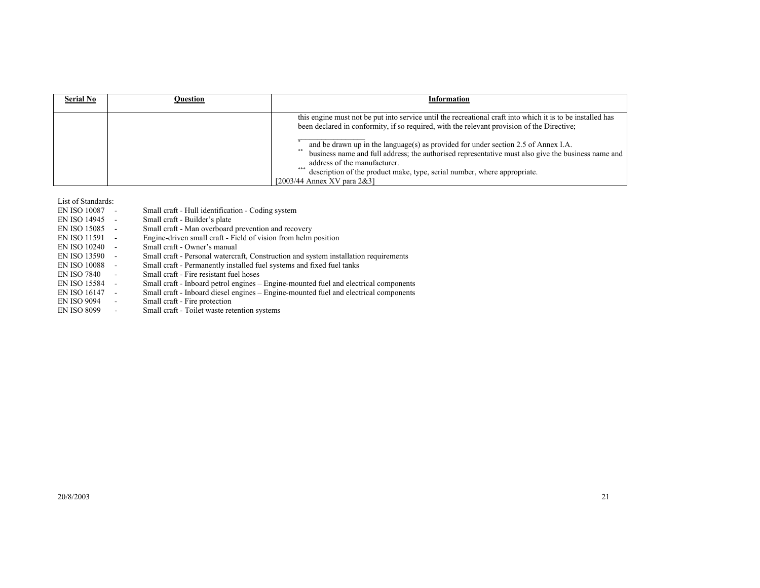| Serial No | Question | Information |
|---|---|---|
| | | this engine must not be put into service until the recreational craft into which it is to be installed has been declared in conformity, if so required, with the relevant provision of the Directive;<br><br>_________________<br>* and be drawn up in the language(s) as provided for under section 2.5 of Annex I.A.<br>** business name and full address; the authorised representative must also give the business name and address of the manufacturer.<br>*** description of the product make, type, serial number, where appropriate.<br>[2003/44 Annex XV para 2&3] |

List of Standards:

- EN ISO 10087 - Small craft - Hull identification - Coding system
- EN ISO 14945 - Small craft - Builder's plate
- EN ISO 15085 - Small craft - Man overboard prevention and recovery
- EN ISO 11591 - Engine-driven small craft - Field of vision from helm position
- EN ISO 10240 - Small craft - Owner's manual
- EN ISO 13590 - Small craft - Personal watercraft, Construction and system installation requirements
- EN ISO 10088 - Small craft - Permanently installed fuel systems and fixed fuel tanks
- EN ISO 7840 - Small craft - Fire resistant fuel hoses
- EN ISO 15584 - Small craft - Inboard petrol engines – Engine-mounted fuel and electrical components
- EN ISO 16147 - Small craft - Inboard diesel engines – Engine-mounted fuel and electrical components
- EN ISO 9094 - Small craft - Fire protection
- EN ISO 8099 - Small craft - Toilet waste retention systems

20/8/2003